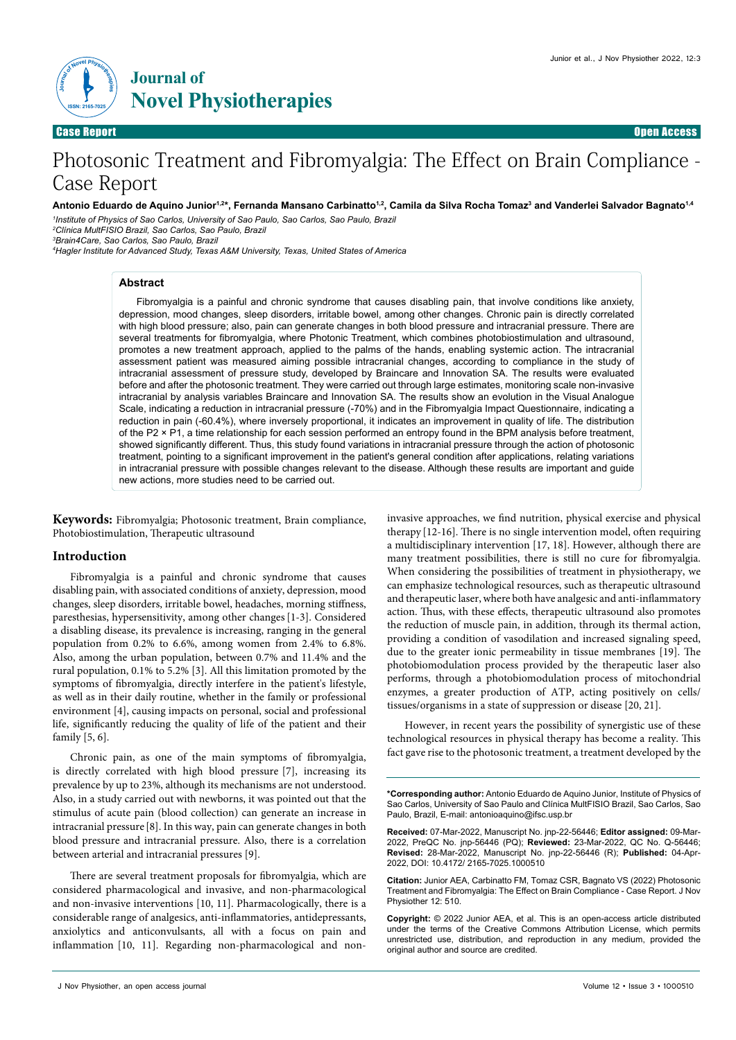Case Report | Open Access

# Photosonic Treatment and Fibromyalgia: The Effect on Brain Compliance - Case Report

**Antonio Eduardo de Aquino Junior[1,2]*, Fernanda Mansano Carbinatto[1,2], Camila da Silva Rocha Tomaz[3] and Vanderlei Salvador Bagnato[1,4]**

[1]*Institute of Physics of Sao Carlos, University of Sao Paulo, Sao Carlos, Sao Paulo, Brazil*
[2]*Clínica MultFISIO Brazil, Sao Carlos, Sao Paulo, Brazil*
[3]*Brain4Care, Sao Carlos, Sao Paulo, Brazil*
[4]*Hagler Institute for Advanced Study, Texas A&M University, Texas, United States of America*

## Abstract

Fibromyalgia is a painful and chronic syndrome that causes disabling pain, that involve conditions like anxiety, depression, mood changes, sleep disorders, irritable bowel, among other changes. Chronic pain is directly correlated with high blood pressure; also, pain can generate changes in both blood pressure and intracranial pressure. There are several treatments for fibromyalgia, where Photonic Treatment, which combines photobiostimulation and ultrasound, promotes a new treatment approach, applied to the palms of the hands, enabling systemic action. The intracranial assessment patient was measured aiming possible intracranial changes, according to compliance in the study of intracranial assessment of pressure study, developed by Braincare and Innovation SA. The results were evaluated before and after the photosonic treatment. They were carried out through large estimates, monitoring scale non-invasive intracranial by analysis variables Braincare and Innovation SA. The results show an evolution in the Visual Analogue Scale, indicating a reduction in intracranial pressure (-70%) and in the Fibromyalgia Impact Questionnaire, indicating a reduction in pain (-60.4%), where inversely proportional, it indicates an improvement in quality of life. The distribution of the P2 × P1, a time relationship for each session performed an entropy found in the BPM analysis before treatment, showed significantly different. Thus, this study found variations in intracranial pressure through the action of photosonic treatment, pointing to a significant improvement in the patient's general condition after applications, relating variations in intracranial pressure with possible changes relevant to the disease. Although these results are important and guide new actions, more studies need to be carried out.

**Keywords:** Fibromyalgia; Photosonic treatment, Brain compliance, Photobiostimulation, Therapeutic ultrasound

## Introduction

Fibromyalgia is a painful and chronic syndrome that causes disabling pain, with associated conditions of anxiety, depression, mood changes, sleep disorders, irritable bowel, headaches, morning stiffness, paresthesias, hypersensitivity, among other changes [1-3]. Considered a disabling disease, its prevalence is increasing, ranging in the general population from 0.2% to 6.6%, among women from 2.4% to 6.8%. Also, among the urban population, between 0.7% and 11.4% and the rural population, 0.1% to 5.2% [3]. All this limitation promoted by the symptoms of fibromyalgia, directly interfere in the patient's lifestyle, as well as in their daily routine, whether in the family or professional environment [4], causing impacts on personal, social and professional life, significantly reducing the quality of life of the patient and their family [5, 6].

Chronic pain, as one of the main symptoms of fibromyalgia, is directly correlated with high blood pressure [7], increasing its prevalence by up to 23%, although its mechanisms are not understood. Also, in a study carried out with newborns, it was pointed out that the stimulus of acute pain (blood collection) can generate an increase in intracranial pressure [8]. In this way, pain can generate changes in both blood pressure and intracranial pressure. Also, there is a correlation between arterial and intracranial pressures [9].

There are several treatment proposals for fibromyalgia, which are considered pharmacological and invasive, and non-pharmacological and non-invasive interventions [10, 11]. Pharmacologically, there is a considerable range of analgesics, anti-inflammatories, antidepressants, anxiolytics and anticonvulsants, all with a focus on pain and inflammation [10, 11]. Regarding non-pharmacological and non-invasive approaches, we find nutrition, physical exercise and physical therapy [12-16]. There is no single intervention model, often requiring a multidisciplinary intervention [17, 18]. However, although there are many treatment possibilities, there is still no cure for fibromyalgia. When considering the possibilities of treatment in physiotherapy, we can emphasize technological resources, such as therapeutic ultrasound and therapeutic laser, where both have analgesic and anti-inflammatory action. Thus, with these effects, therapeutic ultrasound also promotes the reduction of muscle pain, in addition, through its thermal action, providing a condition of vasodilation and increased signaling speed, due to the greater ionic permeability in tissue membranes [19]. The photobiomodulation process provided by the therapeutic laser also performs, through a photobiomodulation process of mitochondrial enzymes, a greater production of ATP, acting positively on cells/tissues/organisms in a state of suppression or disease [20, 21].

However, in recent years the possibility of synergistic use of these technological resources in physical therapy has become a reality. This fact gave rise to the photosonic treatment, a treatment developed by the

---

**\*Corresponding author:** Antonio Eduardo de Aquino Junior, Institute of Physics of Sao Carlos, University of Sao Paulo and Clínica MultFISIO Brazil, Sao Carlos, Sao Paulo, Brazil, E-mail: antonioaquino@ifsc.usp.br

**Received:** 07-Mar-2022, Manuscript No. jnp-22-56446; **Editor assigned:** 09-Mar-2022, PreQC No. jnp-56446 (PQ); **Reviewed:** 23-Mar-2022, QC No. Q-56446; **Revised:** 28-Mar-2022, Manuscript No. jnp-22-56446 (R); **Published:** 04-Apr-2022, DOI: 10.4172/ 2165-7025.1000510

**Citation:** Junior AEA, Carbinatto FM, Tomaz CSR, Bagnato VS (2022) Photosonic Treatment and Fibromyalgia: The Effect on Brain Compliance - Case Report. J Nov Physiother 12: 510.

**Copyright:** © 2022 Junior AEA, et al. This is an open-access article distributed under the terms of the Creative Commons Attribution License, which permits unrestricted use, distribution, and reproduction in any medium, provided the original author and source are credited.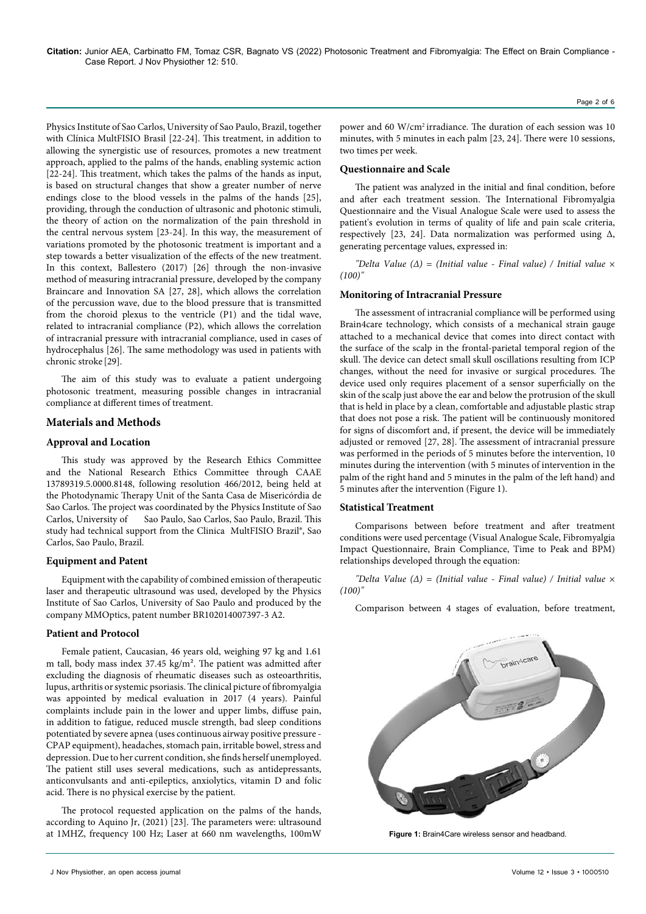Physics Institute of Sao Carlos, University of Sao Paulo, Brazil, together with Clínica MultFISIO Brasil [22-24]. This treatment, in addition to allowing the synergistic use of resources, promotes a new treatment approach, applied to the palms of the hands, enabling systemic action [22-24]. This treatment, which takes the palms of the hands as input, is based on structural changes that show a greater number of nerve endings close to the blood vessels in the palms of the hands [25], providing, through the conduction of ultrasonic and photonic stimuli, the theory of action on the normalization of the pain threshold in the central nervous system [23-24]. In this way, the measurement of variations promoted by the photosonic treatment is important and a step towards a better visualization of the effects of the new treatment. In this context, Ballestero (2017) [26] through the non-invasive method of measuring intracranial pressure, developed by the company Braincare and Innovation SA [27, 28], which allows the correlation of the percussion wave, due to the blood pressure that is transmitted from the choroid plexus to the ventricle (P1) and the tidal wave, related to intracranial compliance (P2), which allows the correlation of intracranial pressure with intracranial compliance, used in cases of hydrocephalus [26]. The same methodology was used in patients with chronic stroke [29].

The aim of this study was to evaluate a patient undergoing photosonic treatment, measuring possible changes in intracranial compliance at different times of treatment.

## Materials and Methods

### Approval and Location

This study was approved by the Research Ethics Committee and the National Research Ethics Committee through CAAE 13789319.5.0000.8148, following resolution 466/2012, being held at the Photodynamic Therapy Unit of the Santa Casa de Misericórdia de Sao Carlos. The project was coordinated by the Physics Institute of Sao Carlos, University of Sao Paulo, Sao Carlos, Sao Paulo, Brazil. This study had technical support from the Clinica MultFISIO Brazil®, Sao Carlos, Sao Paulo, Brazil.

### Equipment and Patent

Equipment with the capability of combined emission of therapeutic laser and therapeutic ultrasound was used, developed by the Physics Institute of Sao Carlos, University of Sao Paulo and produced by the company MMOptics, patent number BR102014007397-3 A2.

### Patient and Protocol

Female patient, Caucasian, 46 years old, weighing 97 kg and 1.61 m tall, body mass index 37.45 kg/m². The patient was admitted after excluding the diagnosis of rheumatic diseases such as osteoarthritis, lupus, arthritis or systemic psoriasis. The clinical picture of fibromyalgia was appointed by medical evaluation in 2017 (4 years). Painful complaints include pain in the lower and upper limbs, diffuse pain, in addition to fatigue, reduced muscle strength, bad sleep conditions potentiated by severe apnea (uses continuous airway positive pressure - CPAP equipment), headaches, stomach pain, irritable bowel, stress and depression. Due to her current condition, she finds herself unemployed. The patient still uses several medications, such as antidepressants, anticonvulsants and anti-epileptics, anxiolytics, vitamin D and folic acid. There is no physical exercise by the patient.

The protocol requested application on the palms of the hands, according to Aquino Jr, (2021) [23]. The parameters were: ultrasound at 1MHZ, frequency 100 Hz; Laser at 660 nm wavelengths, 100mW power and 60 W/cm² irradiance. The duration of each session was 10 minutes, with 5 minutes in each palm [23, 24]. There were 10 sessions, two times per week.

### Questionnaire and Scale

The patient was analyzed in the initial and final condition, before and after each treatment session. The International Fibromyalgia Questionnaire and the Visual Analogue Scale were used to assess the patient's evolution in terms of quality of life and pain scale criteria, respectively [23, 24]. Data normalization was performed using Δ, generating percentage values, expressed in:

*"Delta Value (Δ) = (Initial value - Final value) / Initial value × (100)"*

### Monitoring of Intracranial Pressure

The assessment of intracranial compliance will be performed using Brain4care technology, which consists of a mechanical strain gauge attached to a mechanical device that comes into direct contact with the surface of the scalp in the frontal-parietal temporal region of the skull. The device can detect small skull oscillations resulting from ICP changes, without the need for invasive or surgical procedures. The device used only requires placement of a sensor superficially on the skin of the scalp just above the ear and below the protrusion of the skull that is held in place by a clean, comfortable and adjustable plastic strap that does not pose a risk. The patient will be continuously monitored for signs of discomfort and, if present, the device will be immediately adjusted or removed [27, 28]. The assessment of intracranial pressure was performed in the periods of 5 minutes before the intervention, 10 minutes during the intervention (with 5 minutes of intervention in the palm of the right hand and 5 minutes in the palm of the left hand) and 5 minutes after the intervention (Figure 1).

### Statistical Treatment

Comparisons between before treatment and after treatment conditions were used percentage (Visual Analogue Scale, Fibromyalgia Impact Questionnaire, Brain Compliance, Time to Peak and BPM) relationships developed through the equation:

*"Delta Value (Δ) = (Initial value - Final value) / Initial value × (100)"*

Comparison between 4 stages of evaluation, before treatment,

**Figure 1:** Brain4Care wireless sensor and headband.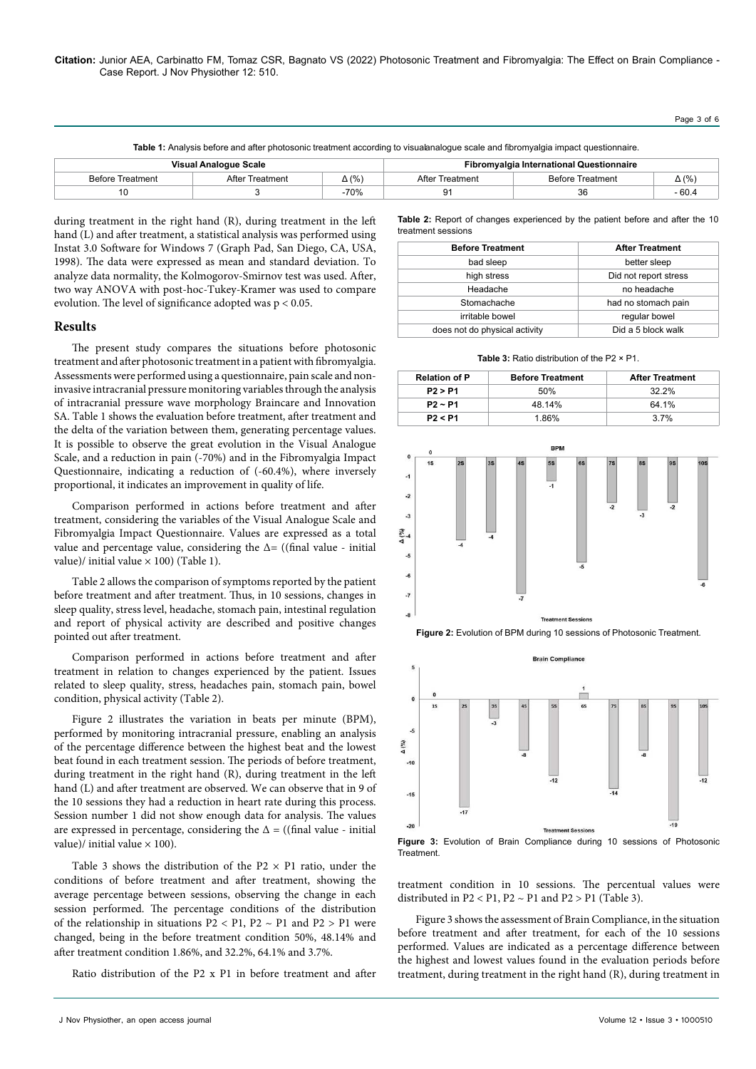**Citation:** Junior AEA, Carbinatto FM, Tomaz CSR, Bagnato VS (2022) Photosonic Treatment and Fibromyalgia: The Effect on Brain Compliance - Case Report. J Nov Physiother 12: 510.

**Table 1:** Analysis before and after photosonic treatment according to visualanalogue scale and fibromyalgia impact questionnaire.

| Visual Analogue Scale | | | Fibromyalgia International Questionnaire | | |
|---|---|---|---|---|---|
| Before Treatment | After Treatment | Δ (%) | After Treatment | Before Treatment | Δ (%) |
| 10 | 3 | -70% | 91 | 36 | - 60.4 |

during treatment in the right hand (R), during treatment in the left hand (L) and after treatment, a statistical analysis was performed using Instat 3.0 Software for Windows 7 (Graph Pad, San Diego, CA, USA, 1998). The data were expressed as mean and standard deviation. To analyze data normality, the Kolmogorov-Smirnov test was used. After, two way ANOVA with post-hoc-Tukey-Kramer was used to compare evolution. The level of significance adopted was $p < 0.05$.

## Results

The present study compares the situations before photosonic treatment and after photosonic treatment in a patient with fibromyalgia. Assessments were performed using a questionnaire, pain scale and non-invasive intracranial pressure monitoring variables through the analysis of intracranial pressure wave morphology Braincare and Innovation SA. Table 1 shows the evaluation before treatment, after treatment and the delta of the variation between them, generating percentage values. It is possible to observe the great evolution in the Visual Analogue Scale, and a reduction in pain (-70%) and in the Fibromyalgia Impact Questionnaire, indicating a reduction of (-60.4%), where inversely proportional, it indicates an improvement in quality of life.

Comparison performed in actions before treatment and after treatment, considering the variables of the Visual Analogue Scale and Fibromyalgia Impact Questionnaire. Values are expressed as a total value and percentage value, considering the Δ= ((final value - initial value)/ initial value × 100) (Table 1).

Table 2 allows the comparison of symptoms reported by the patient before treatment and after treatment. Thus, in 10 sessions, changes in sleep quality, stress level, headache, stomach pain, intestinal regulation and report of physical activity are described and positive changes pointed out after treatment.

Comparison performed in actions before treatment and after treatment in relation to changes experienced by the patient. Issues related to sleep quality, stress, headaches pain, stomach pain, bowel condition, physical activity (Table 2).

Figure 2 illustrates the variation in beats per minute (BPM), performed by monitoring intracranial pressure, enabling an analysis of the percentage difference between the highest beat and the lowest beat found in each treatment session. The periods of before treatment, during treatment in the right hand (R), during treatment in the left hand (L) and after treatment are observed. We can observe that in 9 of the 10 sessions they had a reduction in heart rate during this process. Session number 1 did not show enough data for analysis. The values are expressed in percentage, considering the Δ = ((final value - initial value)/ initial value × 100).

Table 3 shows the distribution of the P2 × P1 ratio, under the conditions of before treatment and after treatment, showing the average percentage between sessions, observing the change in each session performed. The percentage conditions of the distribution of the relationship in situations P2 < P1, P2 ~ P1 and P2 > P1 were changed, being in the before treatment condition 50%, 48.14% and after treatment condition 1.86%, and 32.2%, 64.1% and 3.7%.

Ratio distribution of the P2 x P1 in before treatment and after treatment condition in 10 sessions. The percentual values were distributed in P2 < P1, P2 ~ P1 and P2 > P1 (Table 3).

Figure 3 shows the assessment of Brain Compliance, in the situation before treatment and after treatment, for each of the 10 sessions performed. Values are indicated as a percentage difference between the highest and lowest values found in the evaluation periods before treatment, during treatment in the right hand (R), during treatment in

**Table 2:** Report of changes experienced by the patient before and after the 10 treatment sessions

| Before Treatment | After Treatment |
|---|---|
| bad sleep | better sleep |
| high stress | Did not report stress |
| Headache | no headache |
| Stomachache | had no stomach pain |
| irritable bowel | regular bowel |
| does not do physical activity | Did a 5 block walk |

**Table 3:** Ratio distribution of the P2 × P1.

| Relation of P | Before Treatment | After Treatment |
|---|---|---|
| P2 > P1 | 50% | 32.2% |
| P2 ~ P1 | 48.14% | 64.1% |
| P2 < P1 | 1.86% | 3.7% |

**Figure 2:** Evolution of BPM during 10 sessions of Photosonic Treatment.

**Figure 3:** Evolution of Brain Compliance during 10 sessions of Photosonic Treatment.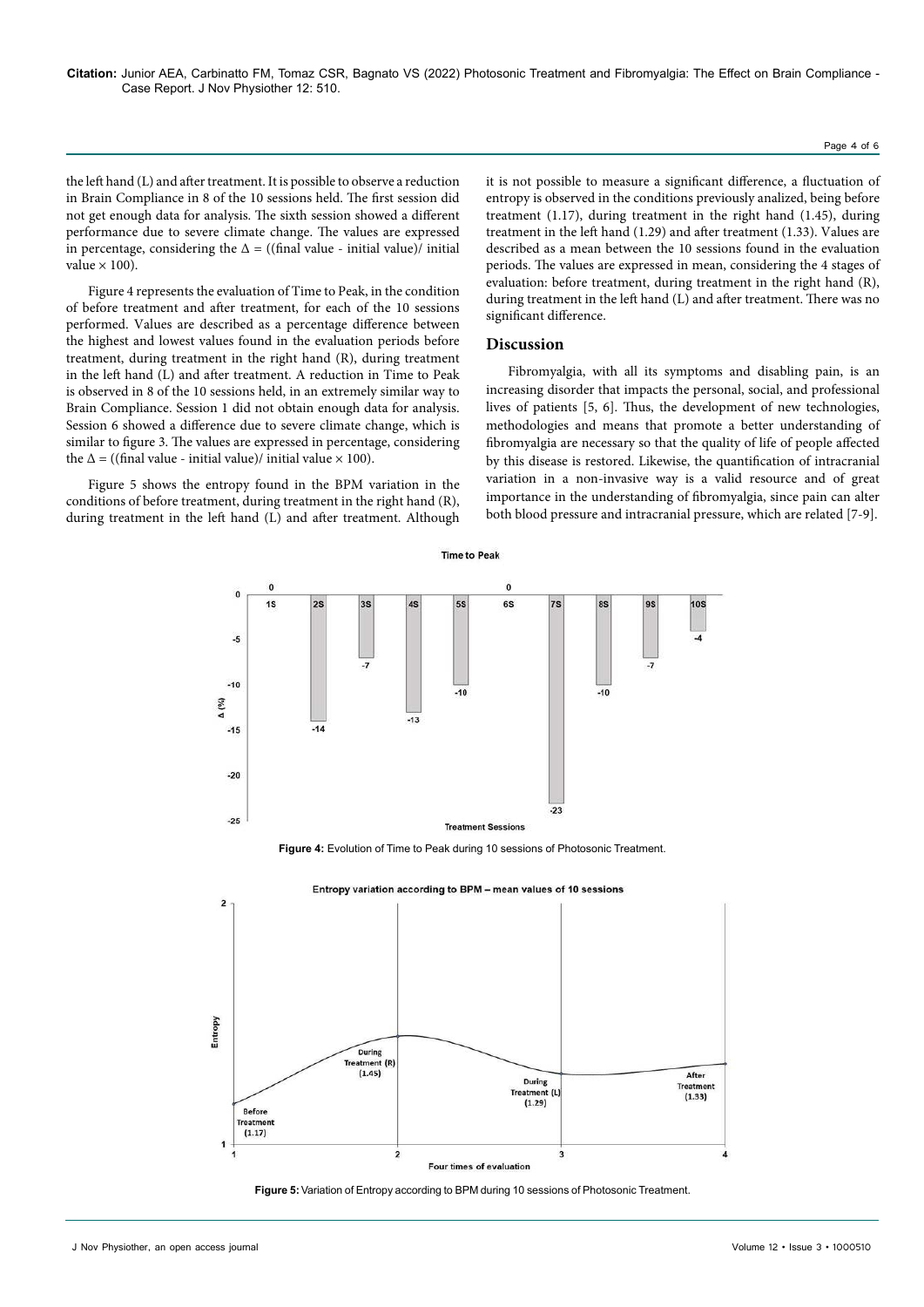the left hand (L) and after treatment. It is possible to observe a reduction in Brain Compliance in 8 of the 10 sessions held. The first session did not get enough data for analysis. The sixth session showed a different performance due to severe climate change. The values are expressed in percentage, considering the $\Delta$ = ((final value - initial value)/ initial value × 100).

Figure 4 represents the evaluation of Time to Peak, in the condition of before treatment and after treatment, for each of the 10 sessions performed. Values are described as a percentage difference between the highest and lowest values found in the evaluation periods before treatment, during treatment in the right hand (R), during treatment in the left hand (L) and after treatment. A reduction in Time to Peak is observed in 8 of the 10 sessions held, in an extremely similar way to Brain Compliance. Session 1 did not obtain enough data for analysis. Session 6 showed a difference due to severe climate change, which is similar to figure 3. The values are expressed in percentage, considering the $\Delta$ = ((final value - initial value)/ initial value × 100).

Figure 5 shows the entropy found in the BPM variation in the conditions of before treatment, during treatment in the right hand (R), during treatment in the left hand (L) and after treatment. Although it is not possible to measure a significant difference, a fluctuation of entropy is observed in the conditions previously analized, being before treatment (1.17), during treatment in the right hand (1.45), during treatment in the left hand (1.29) and after treatment (1.33). Values are described as a mean between the 10 sessions found in the evaluation periods. The values are expressed in mean, considering the 4 stages of evaluation: before treatment, during treatment in the right hand (R), during treatment in the left hand (L) and after treatment. There was no significant difference.

## Discussion

Fibromyalgia, with all its symptoms and disabling pain, is an increasing disorder that impacts the personal, social, and professional lives of patients [5, 6]. Thus, the development of new technologies, methodologies and means that promote a better understanding of fibromyalgia are necessary so that the quality of life of people affected by this disease is restored. Likewise, the quantification of intracranial variation in a non-invasive way is a valid resource and of great importance in the understanding of fibromyalgia, since pain can alter both blood pressure and intracranial pressure, which are related [7-9].

**Figure 4:** Evolution of Time to Peak during 10 sessions of Photosonic Treatment.

**Figure 5:** Variation of Entropy according to BPM during 10 sessions of Photosonic Treatment.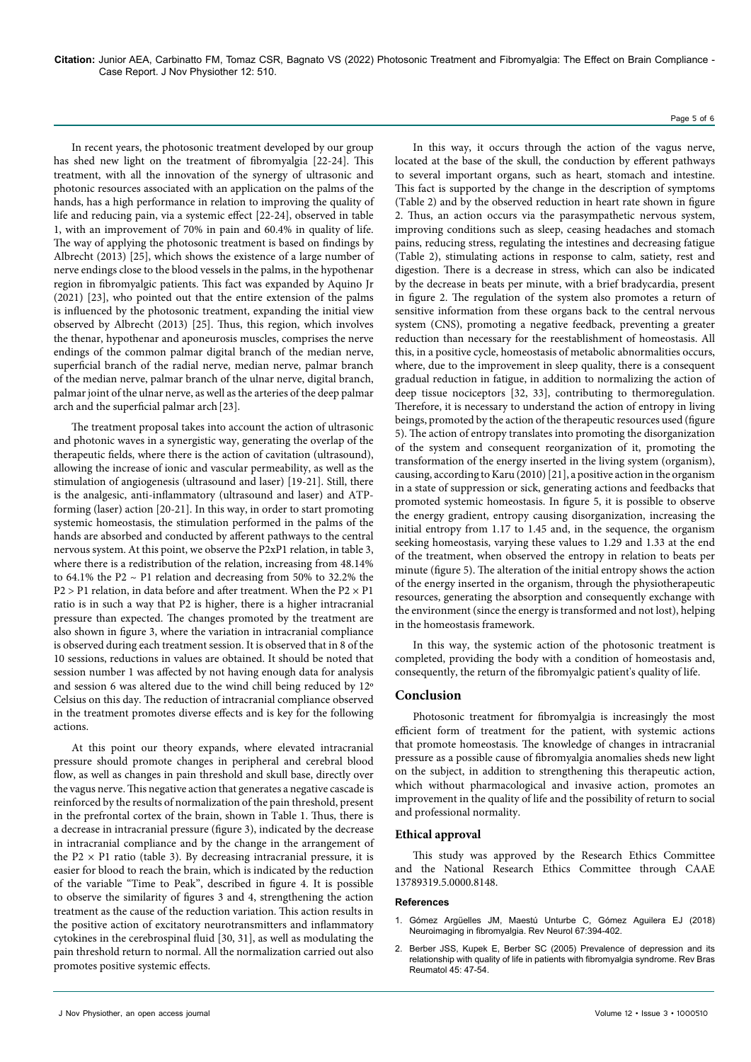In recent years, the photosonic treatment developed by our group has shed new light on the treatment of fibromyalgia [22-24]. This treatment, with all the innovation of the synergy of ultrasonic and photonic resources associated with an application on the palms of the hands, has a high performance in relation to improving the quality of life and reducing pain, via a systemic effect [22-24], observed in table 1, with an improvement of 70% in pain and 60.4% in quality of life. The way of applying the photosonic treatment is based on findings by Albrecht (2013) [25], which shows the existence of a large number of nerve endings close to the blood vessels in the palms, in the hypothenar region in fibromyalgic patients. This fact was expanded by Aquino Jr (2021) [23], who pointed out that the entire extension of the palms is influenced by the photosonic treatment, expanding the initial view observed by Albrecht (2013) [25]. Thus, this region, which involves the thenar, hypothenar and aponeurosis muscles, comprises the nerve endings of the common palmar digital branch of the median nerve, superficial branch of the radial nerve, median nerve, palmar branch of the median nerve, palmar branch of the ulnar nerve, digital branch, palmar joint of the ulnar nerve, as well as the arteries of the deep palmar arch and the superficial palmar arch [23].

The treatment proposal takes into account the action of ultrasonic and photonic waves in a synergistic way, generating the overlap of the therapeutic fields, where there is the action of cavitation (ultrasound), allowing the increase of ionic and vascular permeability, as well as the stimulation of angiogenesis (ultrasound and laser) [19-21]. Still, there is the analgesic, anti-inflammatory (ultrasound and laser) and ATP-forming (laser) action [20-21]. In this way, in order to start promoting systemic homeostasis, the stimulation performed in the palms of the hands are absorbed and conducted by afferent pathways to the central nervous system. At this point, we observe the P2xP1 relation, in table 3, where there is a redistribution of the relation, increasing from 48.14% to 64.1% the P2 ~ P1 relation and decreasing from 50% to 32.2% the P2 > P1 relation, in data before and after treatment. When the P2 × P1 ratio is in such a way that P2 is higher, there is a higher intracranial pressure than expected. The changes promoted by the treatment are also shown in figure 3, where the variation in intracranial compliance is observed during each treatment session. It is observed that in 8 of the 10 sessions, reductions in values are obtained. It should be noted that session number 1 was affected by not having enough data for analysis and session 6 was altered due to the wind chill being reduced by 12º Celsius on this day. The reduction of intracranial compliance observed in the treatment promotes diverse effects and is key for the following actions.

At this point our theory expands, where elevated intracranial pressure should promote changes in peripheral and cerebral blood flow, as well as changes in pain threshold and skull base, directly over the vagus nerve. This negative action that generates a negative cascade is reinforced by the results of normalization of the pain threshold, present in the prefrontal cortex of the brain, shown in Table 1. Thus, there is a decrease in intracranial pressure (figure 3), indicated by the decrease in intracranial compliance and by the change in the arrangement of the P2 × P1 ratio (table 3). By decreasing intracranial pressure, it is easier for blood to reach the brain, which is indicated by the reduction of the variable "Time to Peak", described in figure 4. It is possible to observe the similarity of figures 3 and 4, strengthening the action treatment as the cause of the reduction variation. This action results in the positive action of excitatory neurotransmitters and inflammatory cytokines in the cerebrospinal fluid [30, 31], as well as modulating the pain threshold return to normal. All the normalization carried out also promotes positive systemic effects.

In this way, it occurs through the action of the vagus nerve, located at the base of the skull, the conduction by efferent pathways to several important organs, such as heart, stomach and intestine. This fact is supported by the change in the description of symptoms (Table 2) and by the observed reduction in heart rate shown in figure 2. Thus, an action occurs via the parasympathetic nervous system, improving conditions such as sleep, ceasing headaches and stomach pains, reducing stress, regulating the intestines and decreasing fatigue (Table 2), stimulating actions in response to calm, satiety, rest and digestion. There is a decrease in stress, which can also be indicated by the decrease in beats per minute, with a brief bradycardia, present in figure 2. The regulation of the system also promotes a return of sensitive information from these organs back to the central nervous system (CNS), promoting a negative feedback, preventing a greater reduction than necessary for the reestablishment of homeostasis. All this, in a positive cycle, homeostasis of metabolic abnormalities occurs, where, due to the improvement in sleep quality, there is a consequent gradual reduction in fatigue, in addition to normalizing the action of deep tissue nociceptors [32, 33], contributing to thermoregulation. Therefore, it is necessary to understand the action of entropy in living beings, promoted by the action of the therapeutic resources used (figure 5). The action of entropy translates into promoting the disorganization of the system and consequent reorganization of it, promoting the transformation of the energy inserted in the living system (organism), causing, according to Karu (2010) [21], a positive action in the organism in a state of suppression or sick, generating actions and feedbacks that promoted systemic homeostasis. In figure 5, it is possible to observe the energy gradient, entropy causing disorganization, increasing the initial entropy from 1.17 to 1.45 and, in the sequence, the organism seeking homeostasis, varying these values to 1.29 and 1.33 at the end of the treatment, when observed the entropy in relation to beats per minute (figure 5). The alteration of the initial entropy shows the action of the energy inserted in the organism, through the physiotherapeutic resources, generating the absorption and consequently exchange with the environment (since the energy is transformed and not lost), helping in the homeostasis framework.

In this way, the systemic action of the photosonic treatment is completed, providing the body with a condition of homeostasis and, consequently, the return of the fibromyalgic patient's quality of life.

## Conclusion

Photosonic treatment for fibromyalgia is increasingly the most efficient form of treatment for the patient, with systemic actions that promote homeostasis. The knowledge of changes in intracranial pressure as a possible cause of fibromyalgia anomalies sheds new light on the subject, in addition to strengthening this therapeutic action, which without pharmacological and invasive action, promotes an improvement in the quality of life and the possibility of return to social and professional normality.

### Ethical approval

This study was approved by the Research Ethics Committee and the National Research Ethics Committee through CAAE 13789319.5.0000.8148.

#### References

1. Gómez Argüelles JM, Maestú Unturbe C, Gómez Aguilera EJ (2018) Neuroimaging in fibromyalgia. Rev Neurol 67:394-402.
2. Berber JSS, Kupek E, Berber SC (2005) Prevalence of depression and its relationship with quality of life in patients with fibromyalgia syndrome. Rev Bras Reumatol 45: 47-54.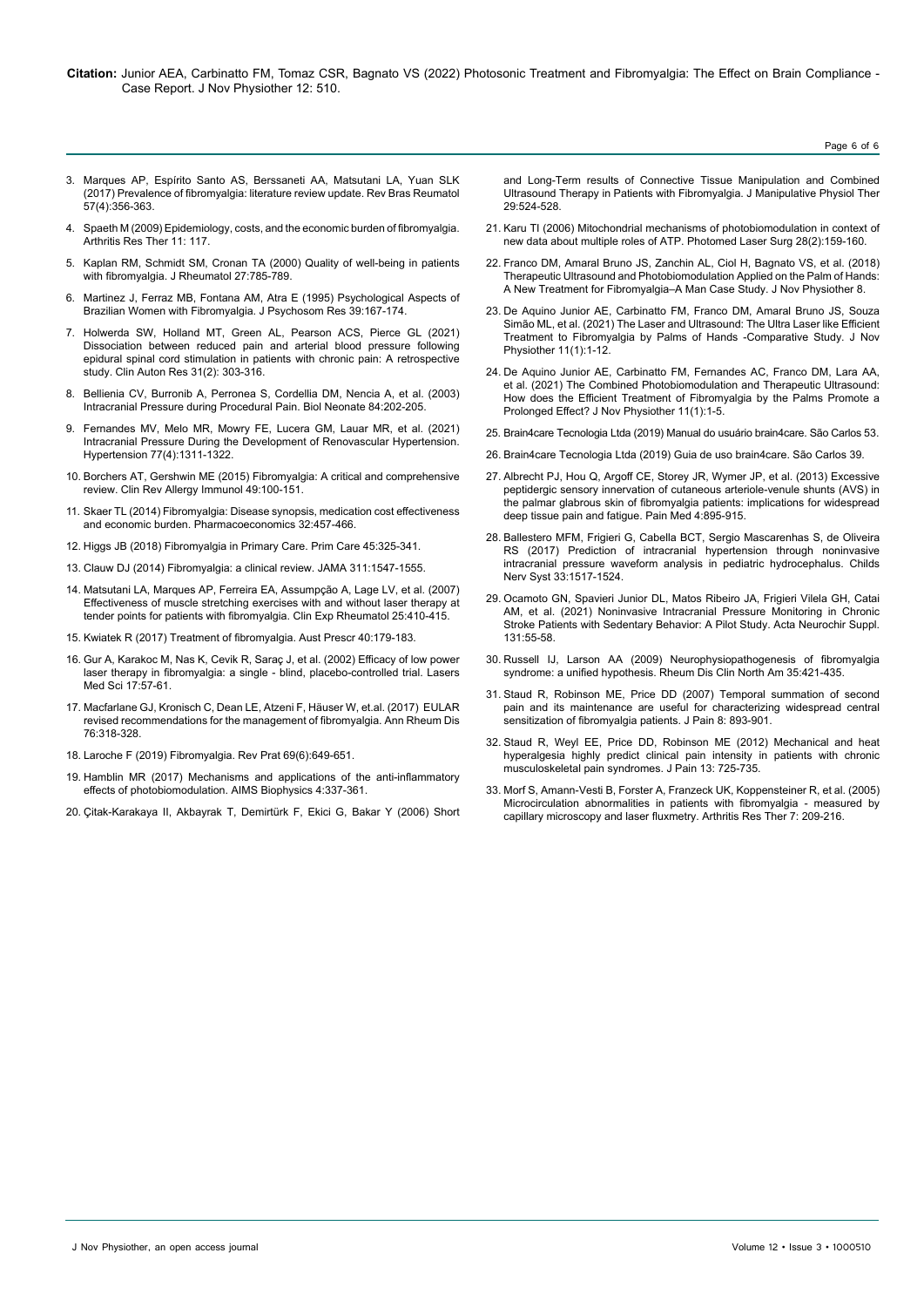3. Marques AP, Espírito Santo AS, Berssaneti AA, Matsutani LA, Yuan SLK (2017) Prevalence of fibromyalgia: literature review update. Rev Bras Reumatol 57(4):356-363.

4. Spaeth M (2009) Epidemiology, costs, and the economic burden of fibromyalgia. Arthritis Res Ther 11: 117.

5. Kaplan RM, Schmidt SM, Cronan TA (2000) Quality of well-being in patients with fibromyalgia. J Rheumatol 27:785-789.

6. Martinez J, Ferraz MB, Fontana AM, Atra E (1995) Psychological Aspects of Brazilian Women with Fibromyalgia. J Psychosom Res 39:167-174.

7. Holwerda SW, Holland MT, Green AL, Pearson ACS, Pierce GL (2021) Dissociation between reduced pain and arterial blood pressure following epidural spinal cord stimulation in patients with chronic pain: A retrospective study. Clin Auton Res 31(2): 303-316.

8. Bellienia CV, Burronib A, Perronea S, Cordellia DM, Nencia A, et al. (2003) Intracranial Pressure during Procedural Pain. Biol Neonate 84:202-205.

9. Fernandes MV, Melo MR, Mowry FE, Lucera GM, Lauar MR, et al. (2021) Intracranial Pressure During the Development of Renovascular Hypertension. Hypertension 77(4):1311-1322.

10. Borchers AT, Gershwin ME (2015) Fibromyalgia: A critical and comprehensive review. Clin Rev Allergy Immunol 49:100-151.

11. Skaer TL (2014) Fibromyalgia: Disease synopsis, medication cost effectiveness and economic burden. Pharmacoeconomics 32:457-466.

12. Higgs JB (2018) Fibromyalgia in Primary Care. Prim Care 45:325-341.

13. Clauw DJ (2014) Fibromyalgia: a clinical review. JAMA 311:1547-1555.

14. Matsutani LA, Marques AP, Ferreira EA, Assumpção A, Lage LV, et al. (2007) Effectiveness of muscle stretching exercises with and without laser therapy at tender points for patients with fibromyalgia. Clin Exp Rheumatol 25:410-415.

15. Kwiatek R (2017) Treatment of fibromyalgia. Aust Prescr 40:179-183.

16. Gur A, Karakoc M, Nas K, Cevik R, Saraç J, et al. (2002) Efficacy of low power laser therapy in fibromyalgia: a single - blind, placebo-controlled trial. Lasers Med Sci 17:57-61.

17. Macfarlane GJ, Kronisch C, Dean LE, Atzeni F, Häuser W, et.al. (2017) EULAR revised recommendations for the management of fibromyalgia. Ann Rheum Dis 76:318-328.

18. Laroche F (2019) Fibromyalgia. Rev Prat 69(6):649-651.

19. Hamblin MR (2017) Mechanisms and applications of the anti-inflammatory effects of photobiomodulation. AIMS Biophysics 4:337-361.

20. Çitak-Karakaya II, Akbayrak T, Demirtürk F, Ekici G, Bakar Y (2006) Short and Long-Term results of Connective Tissue Manipulation and Combined Ultrasound Therapy in Patients with Fibromyalgia. J Manipulative Physiol Ther 29:524-528.

21. Karu TI (2006) Mitochondrial mechanisms of photobiomodulation in context of new data about multiple roles of ATP. Photomed Laser Surg 28(2):159-160.

22. Franco DM, Amaral Bruno JS, Zanchin AL, Ciol H, Bagnato VS, et al. (2018) Therapeutic Ultrasound and Photobiomodulation Applied on the Palm of Hands: A New Treatment for Fibromyalgia–A Man Case Study. J Nov Physiother 8.

23. De Aquino Junior AE, Carbinatto FM, Franco DM, Amaral Bruno JS, Souza Simão ML, et al. (2021) The Laser and Ultrasound: The Ultra Laser like Efficient Treatment to Fibromyalgia by Palms of Hands -Comparative Study. J Nov Physiother 11(1):1-12.

24. De Aquino Junior AE, Carbinatto FM, Fernandes AC, Franco DM, Lara AA, et al. (2021) The Combined Photobiomodulation and Therapeutic Ultrasound: How does the Efficient Treatment of Fibromyalgia by the Palms Promote a Prolonged Effect? J Nov Physiother 11(1):1-5.

25. Brain4care Tecnologia Ltda (2019) Manual do usuário brain4care. São Carlos 53.

26. Brain4care Tecnologia Ltda (2019) Guia de uso brain4care. São Carlos 39.

27. Albrecht PJ, Hou Q, Argoff CE, Storey JR, Wymer JP, et al. (2013) Excessive peptidergic sensory innervation of cutaneous arteriole-venule shunts (AVS) in the palmar glabrous skin of fibromyalgia patients: implications for widespread deep tissue pain and fatigue. Pain Med 4:895-915.

28. Ballestero MFM, Frigieri G, Cabella BCT, Sergio Mascarenhas S, de Oliveira RS (2017) Prediction of intracranial hypertension through noninvasive intracranial pressure waveform analysis in pediatric hydrocephalus. Childs Nerv Syst 33:1517-1524.

29. Ocamoto GN, Spavieri Junior DL, Matos Ribeiro JA, Frigieri Vilela GH, Catai AM, et al. (2021) Noninvasive Intracranial Pressure Monitoring in Chronic Stroke Patients with Sedentary Behavior: A Pilot Study. Acta Neurochir Suppl. 131:55-58.

30. Russell IJ, Larson AA (2009) Neurophysiopathogenesis of fibromyalgia syndrome: a unified hypothesis. Rheum Dis Clin North Am 35:421-435.

31. Staud R, Robinson ME, Price DD (2007) Temporal summation of second pain and its maintenance are useful for characterizing widespread central sensitization of fibromyalgia patients. J Pain 8: 893-901.

32. Staud R, Weyl EE, Price DD, Robinson ME (2012) Mechanical and heat hyperalgesia highly predict clinical pain intensity in patients with chronic musculoskeletal pain syndromes. J Pain 13: 725-735.

33. Morf S, Amann-Vesti B, Forster A, Franzeck UK, Koppensteiner R, et al. (2005) Microcirculation abnormalities in patients with fibromyalgia - measured by capillary microscopy and laser fluxmetry. Arthritis Res Ther 7: 209-216.